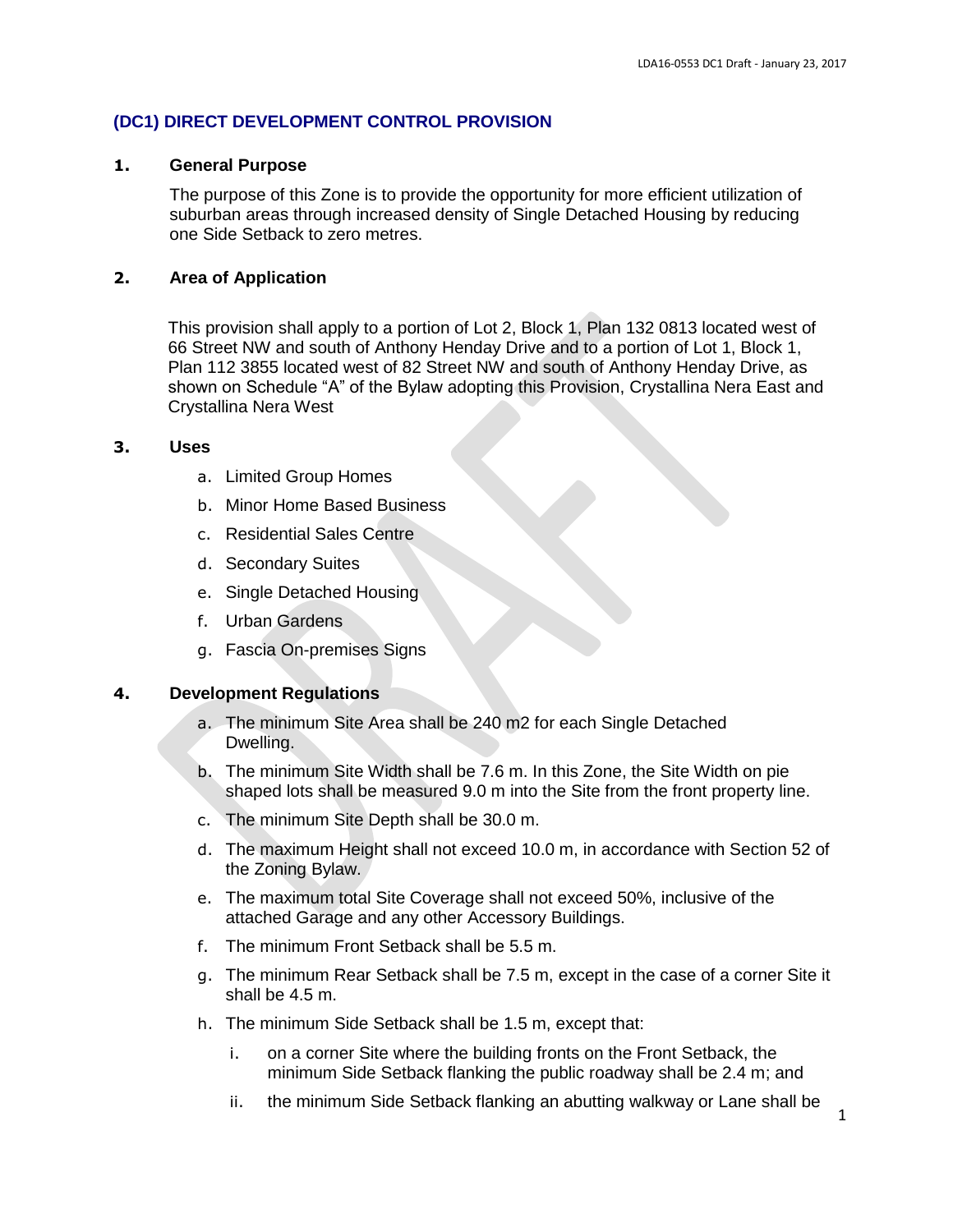## (DC1) DIRECT DEVELOPMENT CONTROL PROVISION

### 1. General Purpose

The purpose of this Zone is to provide the opportunity for more efficient utilization of suburban areas through increased density of Single Detached Housing by reducing one Side Setback to zero metres.

### 2. Area of Application

This provision shall apply to a portion of Lot 2, Block 1, Plan 132 0813 located west of 66 Street NW and south of Anthony Henday Drive and to a portion of Lot 1, Block 1, Plan 112 3855 located west of 82 Street NW and south of Anthony Henday Drive, as shown on Schedule "A" of the Bylaw adopting this Provision, Crystallina Nera East and Crystallina Nera West

### 3. Uses

a. Limited Group Homes
b. Minor Home Based Business
c. Residential Sales Centre
d. Secondary Suites
e. Single Detached Housing
f. Urban Gardens
g. Fascia On-premises Signs

### 4. Development Regulations

a. The minimum Site Area shall be 240 m2 for each Single Detached Dwelling.
b. The minimum Site Width shall be 7.6 m. In this Zone, the Site Width on pie shaped lots shall be measured 9.0 m into the Site from the front property line.
c. The minimum Site Depth shall be 30.0 m.
d. The maximum Height shall not exceed 10.0 m, in accordance with Section 52 of the Zoning Bylaw.
e. The maximum total Site Coverage shall not exceed 50%, inclusive of the attached Garage and any other Accessory Buildings.
f. The minimum Front Setback shall be 5.5 m.
g. The minimum Rear Setback shall be 7.5 m, except in the case of a corner Site it shall be 4.5 m.
h. The minimum Side Setback shall be 1.5 m, except that:
   i. on a corner Site where the building fronts on the Front Setback, the minimum Side Setback flanking the public roadway shall be 2.4 m; and
   ii. the minimum Side Setback flanking an abutting walkway or Lane shall be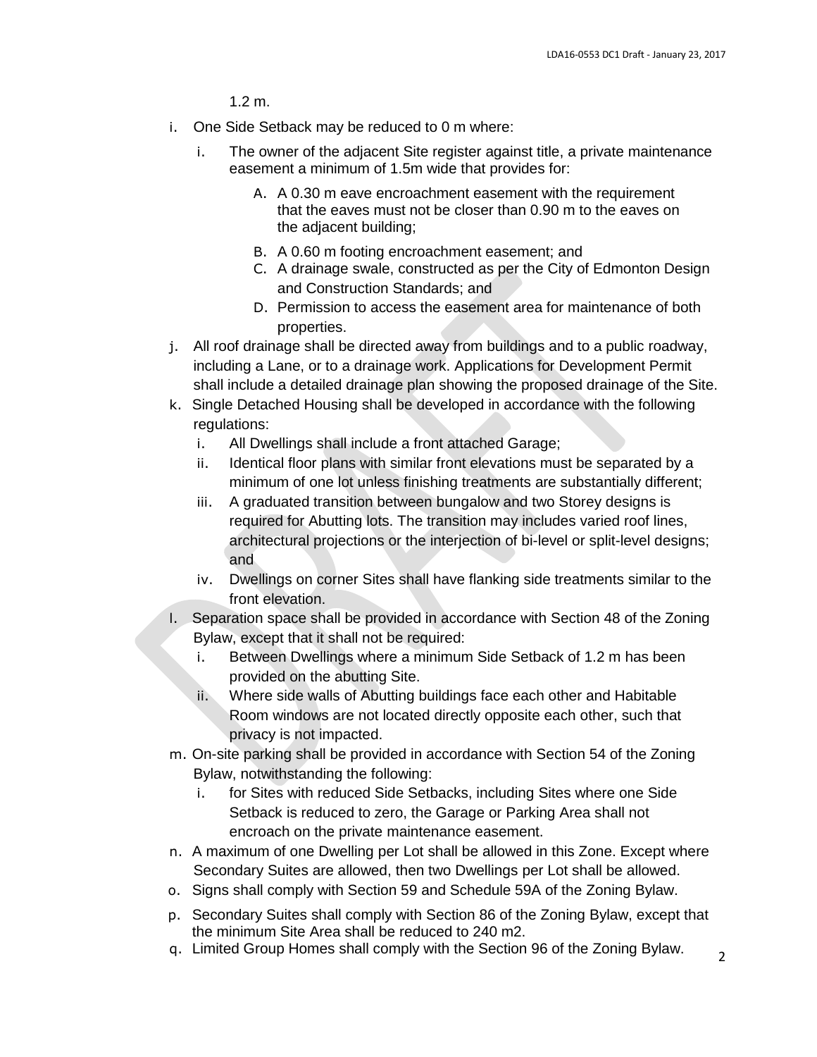1.2 m.

i. One Side Setback may be reduced to 0 m where:
   i. The owner of the adjacent Site register against title, a private maintenance easement a minimum of 1.5m wide that provides for:
      A. A 0.30 m eave encroachment easement with the requirement that the eaves must not be closer than 0.90 m to the eaves on the adjacent building;
      B. A 0.60 m footing encroachment easement; and
      C. A drainage swale, constructed as per the City of Edmonton Design and Construction Standards; and
      D. Permission to access the easement area for maintenance of both properties.
j. All roof drainage shall be directed away from buildings and to a public roadway, including a Lane, or to a drainage work. Applications for Development Permit shall include a detailed drainage plan showing the proposed drainage of the Site.
k. Single Detached Housing shall be developed in accordance with the following regulations:
   i. All Dwellings shall include a front attached Garage;
   ii. Identical floor plans with similar front elevations must be separated by a minimum of one lot unless finishing treatments are substantially different;
   iii. A graduated transition between bungalow and two Storey designs is required for Abutting lots. The transition may includes varied roof lines, architectural projections or the interjection of bi-level or split-level designs; and
   iv. Dwellings on corner Sites shall have flanking side treatments similar to the front elevation.
l. Separation space shall be provided in accordance with Section 48 of the Zoning Bylaw, except that it shall not be required:
   i. Between Dwellings where a minimum Side Setback of 1.2 m has been provided on the abutting Site.
   ii. Where side walls of Abutting buildings face each other and Habitable Room windows are not located directly opposite each other, such that privacy is not impacted.
m. On-site parking shall be provided in accordance with Section 54 of the Zoning Bylaw, notwithstanding the following:
   i. for Sites with reduced Side Setbacks, including Sites where one Side Setback is reduced to zero, the Garage or Parking Area shall not encroach on the private maintenance easement.
n. A maximum of one Dwelling per Lot shall be allowed in this Zone. Except where Secondary Suites are allowed, then two Dwellings per Lot shall be allowed.
o. Signs shall comply with Section 59 and Schedule 59A of the Zoning Bylaw.
p. Secondary Suites shall comply with Section 86 of the Zoning Bylaw, except that the minimum Site Area shall be reduced to 240 m2.
q. Limited Group Homes shall comply with the Section 96 of the Zoning Bylaw.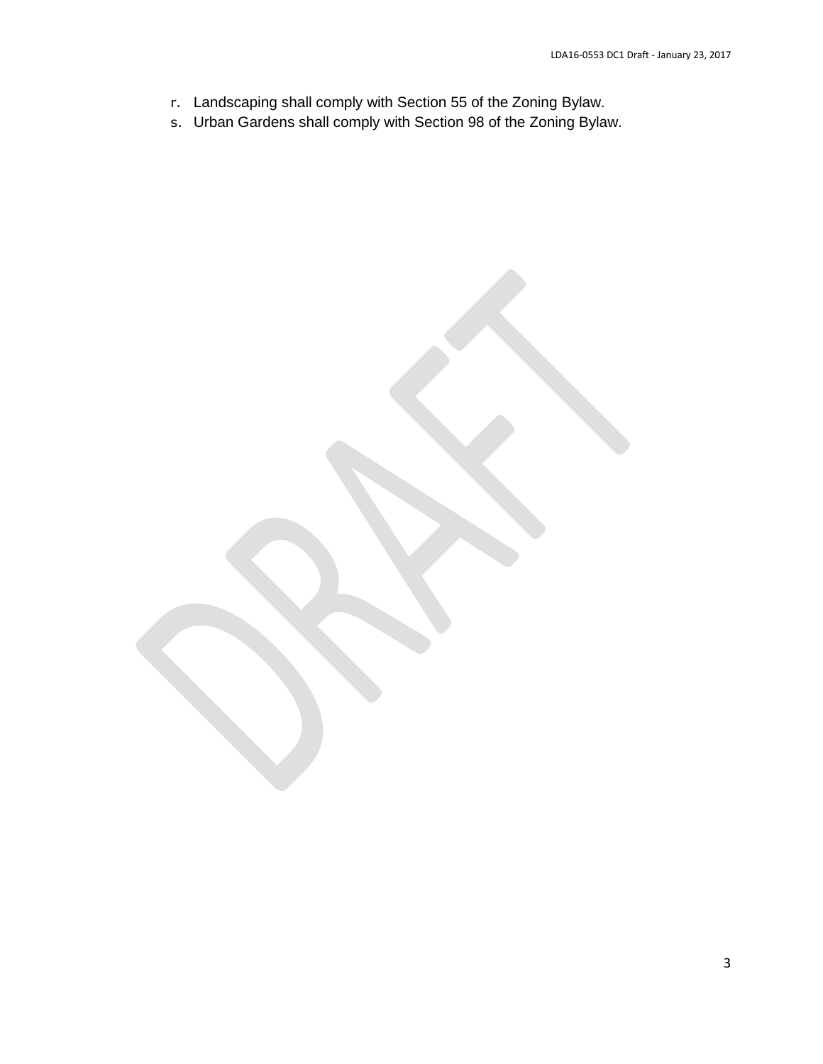r. Landscaping shall comply with Section 55 of the Zoning Bylaw.
s. Urban Gardens shall comply with Section 98 of the Zoning Bylaw.